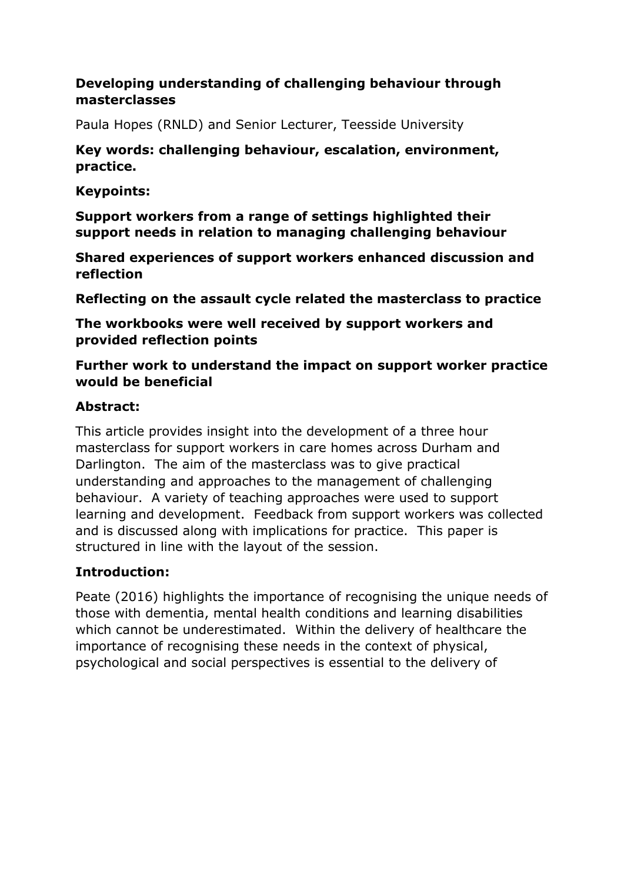# Developing understanding of challenging behaviour through masterclasses

Paula Hopes (RNLD) and Senior Lecturer, Teesside University

**Key words: challenging behaviour, escalation, environment, practice.**

**Keypoints:**

**Support workers from a range of settings highlighted their support needs in relation to managing challenging behaviour**

**Shared experiences of support workers enhanced discussion and reflection**

**Reflecting on the assault cycle related the masterclass to practice**

**The workbooks were well received by support workers and provided reflection points**

**Further work to understand the impact on support worker practice would be beneficial**

## Abstract:

This article provides insight into the development of a three hour masterclass for support workers in care homes across Durham and Darlington. The aim of the masterclass was to give practical understanding and approaches to the management of challenging behaviour. A variety of teaching approaches were used to support learning and development. Feedback from support workers was collected and is discussed along with implications for practice. This paper is structured in line with the layout of the session.

## Introduction:

Peate (2016) highlights the importance of recognising the unique needs of those with dementia, mental health conditions and learning disabilities which cannot be underestimated. Within the delivery of healthcare the importance of recognising these needs in the context of physical, psychological and social perspectives is essential to the delivery of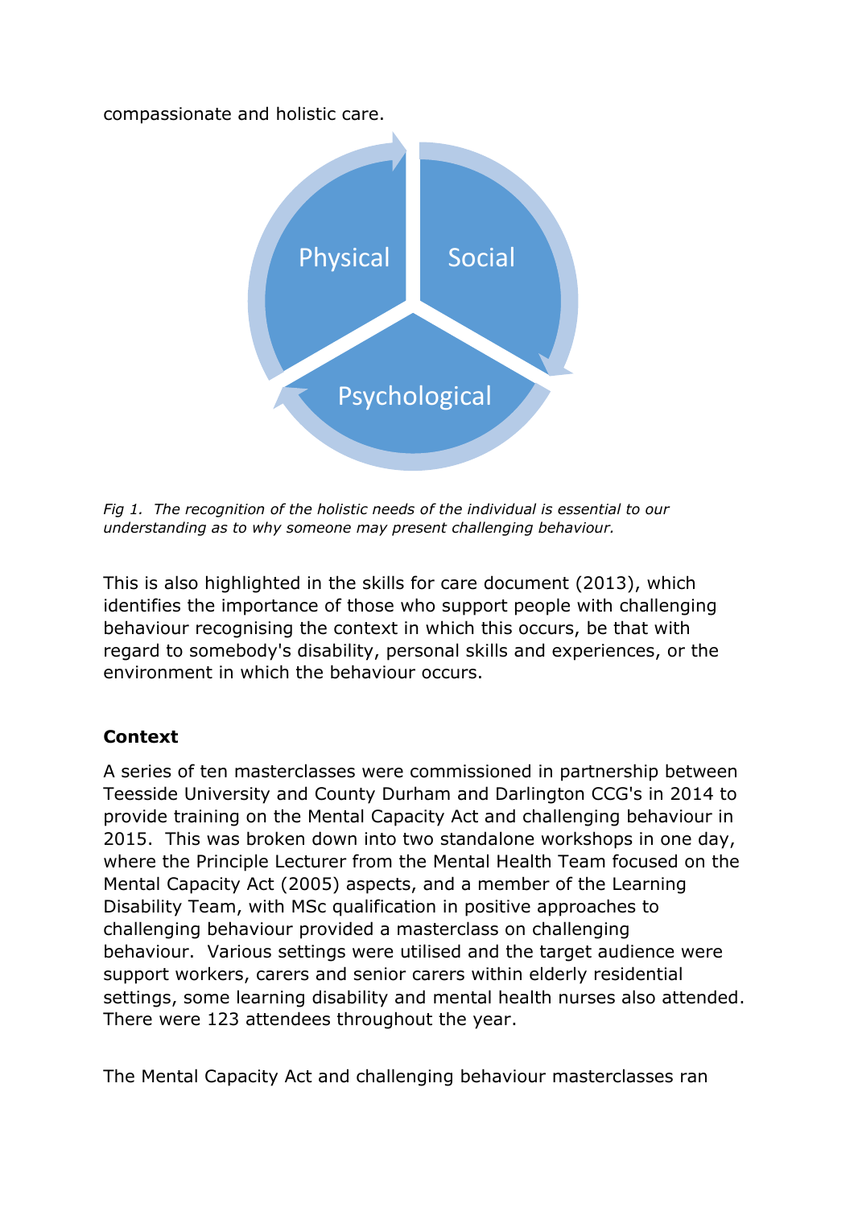compassionate and holistic care.

Physical

Social

Psychological

*Fig 1. The recognition of the holistic needs of the individual is essential to our understanding as to why someone may present challenging behaviour.*

This is also highlighted in the skills for care document (2013), which identifies the importance of those who support people with challenging behaviour recognising the context in which this occurs, be that with regard to somebody's disability, personal skills and experiences, or the environment in which the behaviour occurs.

**Context**

A series of ten masterclasses were commissioned in partnership between Teesside University and County Durham and Darlington CCG's in 2014 to provide training on the Mental Capacity Act and challenging behaviour in 2015. This was broken down into two standalone workshops in one day, where the Principle Lecturer from the Mental Health Team focused on the Mental Capacity Act (2005) aspects, and a member of the Learning Disability Team, with MSc qualification in positive approaches to challenging behaviour provided a masterclass on challenging behaviour. Various settings were utilised and the target audience were support workers, carers and senior carers within elderly residential settings, some learning disability and mental health nurses also attended. There were 123 attendees throughout the year.

The Mental Capacity Act and challenging behaviour masterclasses ran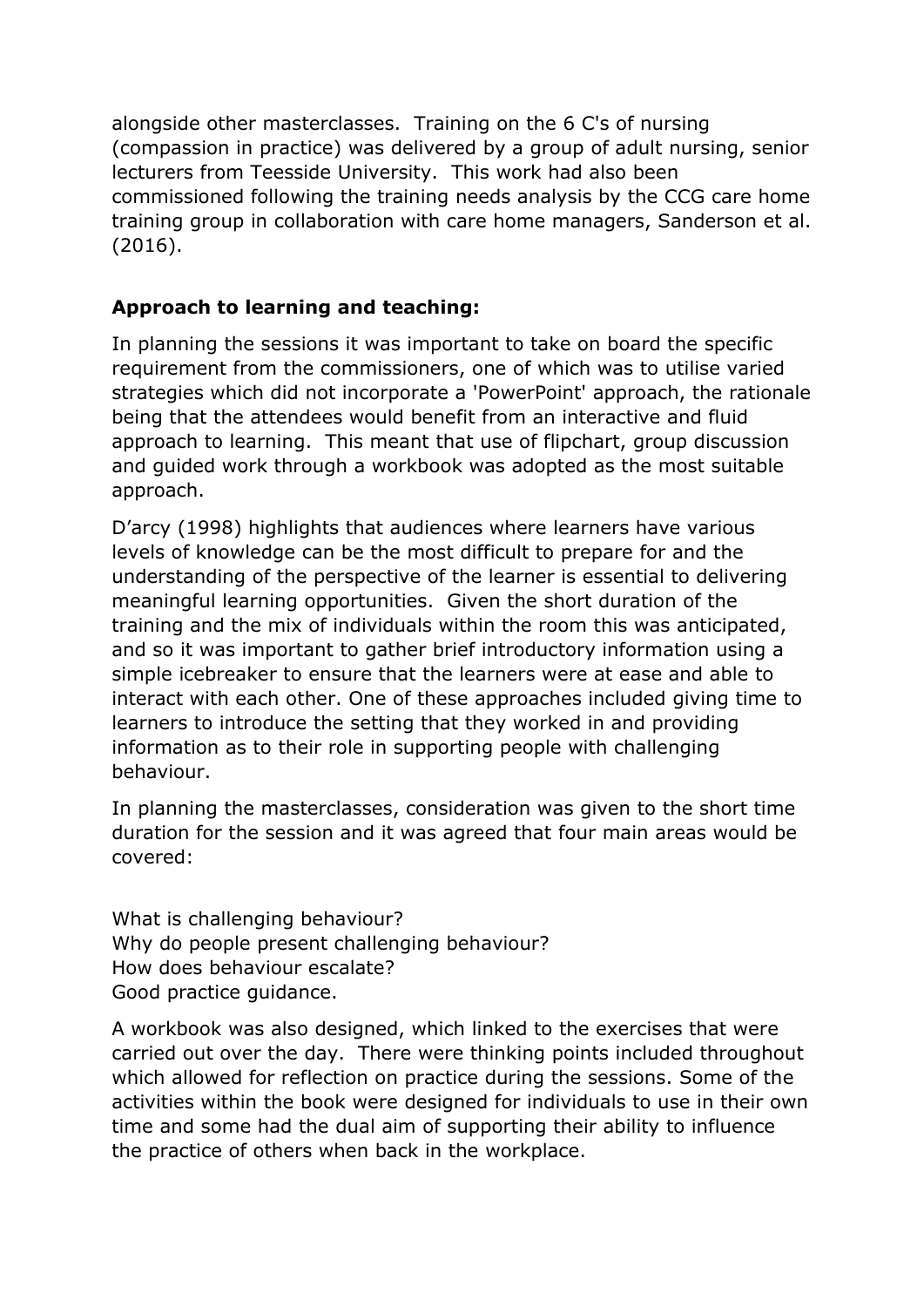alongside other masterclasses. Training on the 6 C's of nursing (compassion in practice) was delivered by a group of adult nursing, senior lecturers from Teesside University. This work had also been commissioned following the training needs analysis by the CCG care home training group in collaboration with care home managers, Sanderson et al. (2016).

**Approach to learning and teaching:**

In planning the sessions it was important to take on board the specific requirement from the commissioners, one of which was to utilise varied strategies which did not incorporate a 'PowerPoint' approach, the rationale being that the attendees would benefit from an interactive and fluid approach to learning. This meant that use of flipchart, group discussion and guided work through a workbook was adopted as the most suitable approach.

D'arcy (1998) highlights that audiences where learners have various levels of knowledge can be the most difficult to prepare for and the understanding of the perspective of the learner is essential to delivering meaningful learning opportunities. Given the short duration of the training and the mix of individuals within the room this was anticipated, and so it was important to gather brief introductory information using a simple icebreaker to ensure that the learners were at ease and able to interact with each other. One of these approaches included giving time to learners to introduce the setting that they worked in and providing information as to their role in supporting people with challenging behaviour.

In planning the masterclasses, consideration was given to the short time duration for the session and it was agreed that four main areas would be covered:

What is challenging behaviour?
Why do people present challenging behaviour?
How does behaviour escalate?
Good practice guidance.

A workbook was also designed, which linked to the exercises that were carried out over the day. There were thinking points included throughout which allowed for reflection on practice during the sessions. Some of the activities within the book were designed for individuals to use in their own time and some had the dual aim of supporting their ability to influence the practice of others when back in the workplace.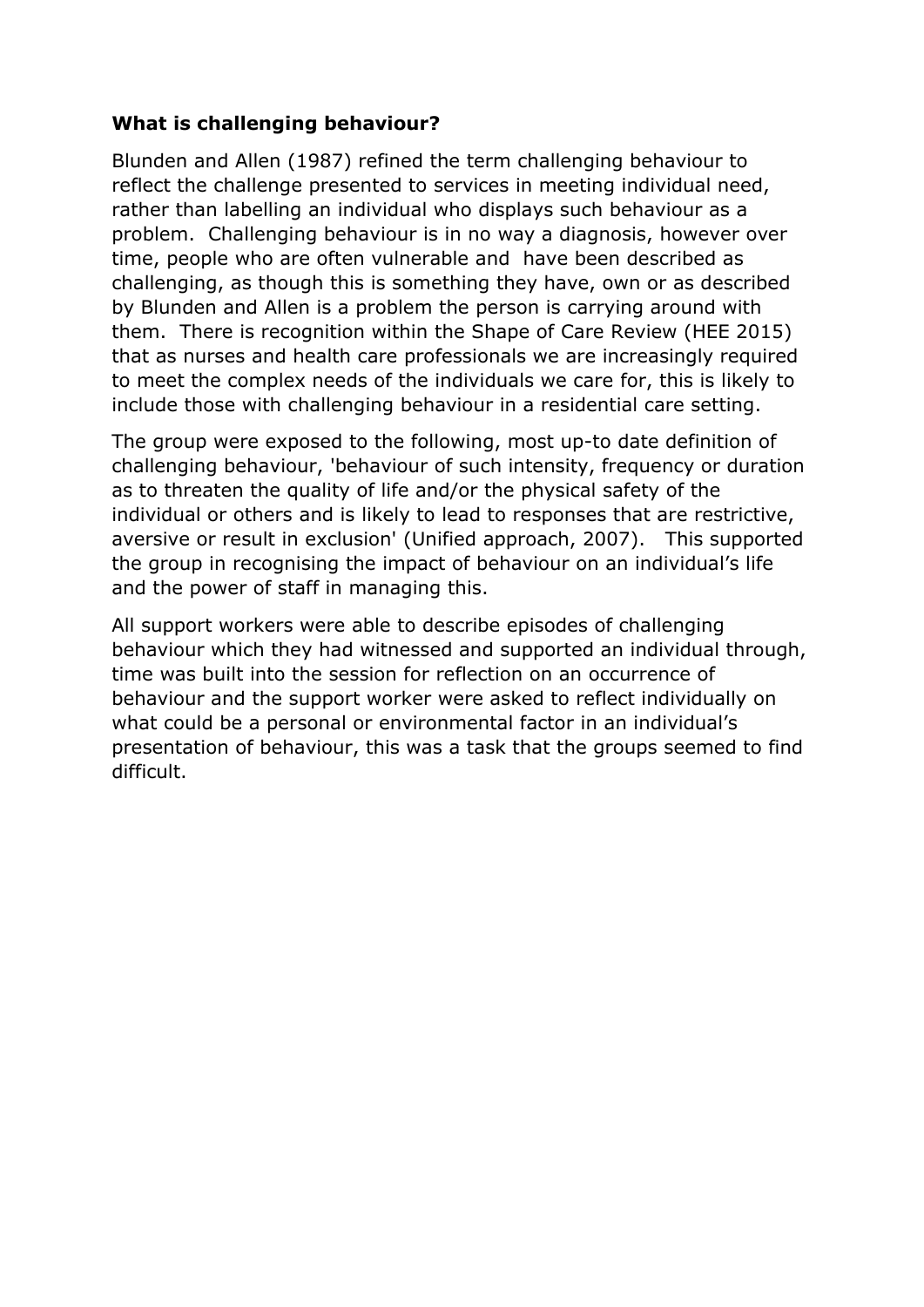**What is challenging behaviour?**

Blunden and Allen (1987) refined the term challenging behaviour to reflect the challenge presented to services in meeting individual need, rather than labelling an individual who displays such behaviour as a problem. Challenging behaviour is in no way a diagnosis, however over time, people who are often vulnerable and have been described as challenging, as though this is something they have, own or as described by Blunden and Allen is a problem the person is carrying around with them. There is recognition within the Shape of Care Review (HEE 2015) that as nurses and health care professionals we are increasingly required to meet the complex needs of the individuals we care for, this is likely to include those with challenging behaviour in a residential care setting.

The group were exposed to the following, most up-to date definition of challenging behaviour, 'behaviour of such intensity, frequency or duration as to threaten the quality of life and/or the physical safety of the individual or others and is likely to lead to responses that are restrictive, aversive or result in exclusion' (Unified approach, 2007). This supported the group in recognising the impact of behaviour on an individual's life and the power of staff in managing this.

All support workers were able to describe episodes of challenging behaviour which they had witnessed and supported an individual through, time was built into the session for reflection on an occurrence of behaviour and the support worker were asked to reflect individually on what could be a personal or environmental factor in an individual's presentation of behaviour, this was a task that the groups seemed to find difficult.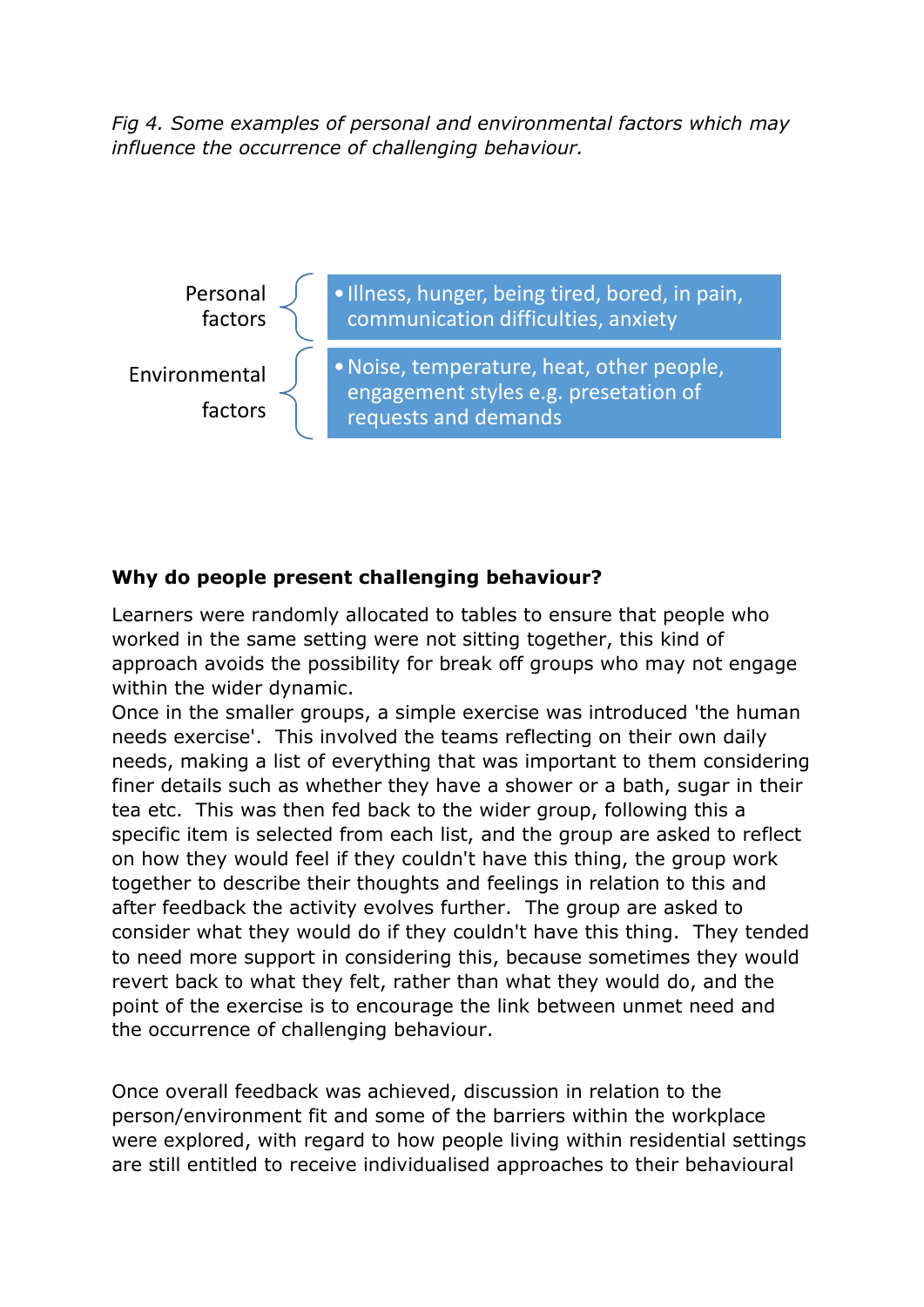*Fig 4. Some examples of personal and environmental factors which may influence the occurrence of challenging behaviour.*

| | |
|---|---|
| Personal factors | • Illness, hunger, being tired, bored, in pain, communication difficulties, anxiety |
| Environmental factors | • Noise, temperature, heat, other people, engagement styles e.g. presetation of requests and demands |

**Why do people present challenging behaviour?**

Learners were randomly allocated to tables to ensure that people who worked in the same setting were not sitting together, this kind of approach avoids the possibility for break off groups who may not engage within the wider dynamic.
Once in the smaller groups, a simple exercise was introduced 'the human needs exercise'. This involved the teams reflecting on their own daily needs, making a list of everything that was important to them considering finer details such as whether they have a shower or a bath, sugar in their tea etc. This was then fed back to the wider group, following this a specific item is selected from each list, and the group are asked to reflect on how they would feel if they couldn't have this thing, the group work together to describe their thoughts and feelings in relation to this and after feedback the activity evolves further. The group are asked to consider what they would do if they couldn't have this thing. They tended to need more support in considering this, because sometimes they would revert back to what they felt, rather than what they would do, and the point of the exercise is to encourage the link between unmet need and the occurrence of challenging behaviour.

Once overall feedback was achieved, discussion in relation to the person/environment fit and some of the barriers within the workplace were explored, with regard to how people living within residential settings are still entitled to receive individualised approaches to their behavioural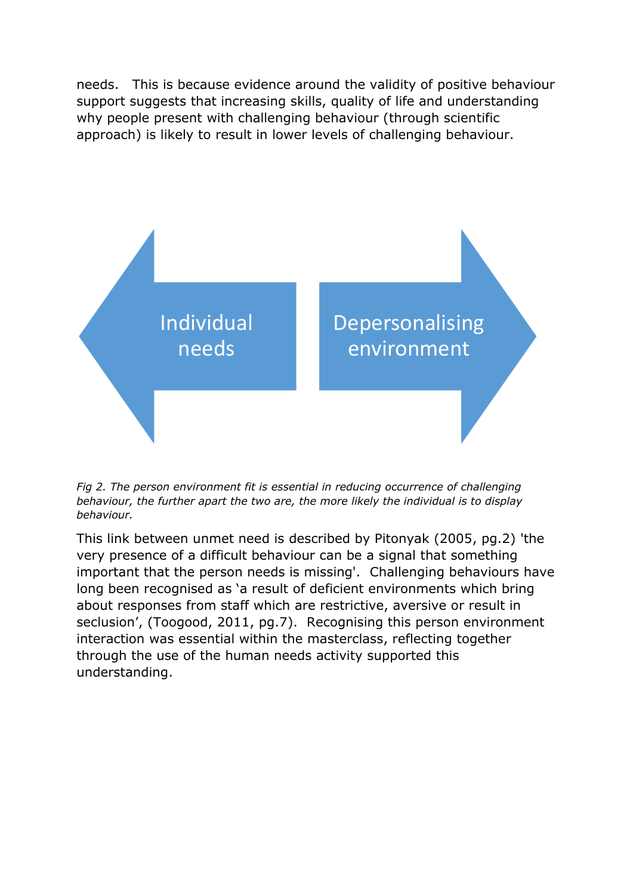needs. This is because evidence around the validity of positive behaviour support suggests that increasing skills, quality of life and understanding why people present with challenging behaviour (through scientific approach) is likely to result in lower levels of challenging behaviour.

Individual needs

Depersonalising environment

*Fig 2. The person environment fit is essential in reducing occurrence of challenging behaviour, the further apart the two are, the more likely the individual is to display behaviour.*

This link between unmet need is described by Pitonyak (2005, pg.2) 'the very presence of a difficult behaviour can be a signal that something important that the person needs is missing'. Challenging behaviours have long been recognised as 'a result of deficient environments which bring about responses from staff which are restrictive, aversive or result in seclusion', (Toogood, 2011, pg.7). Recognising this person environment interaction was essential within the masterclass, reflecting together through the use of the human needs activity supported this understanding.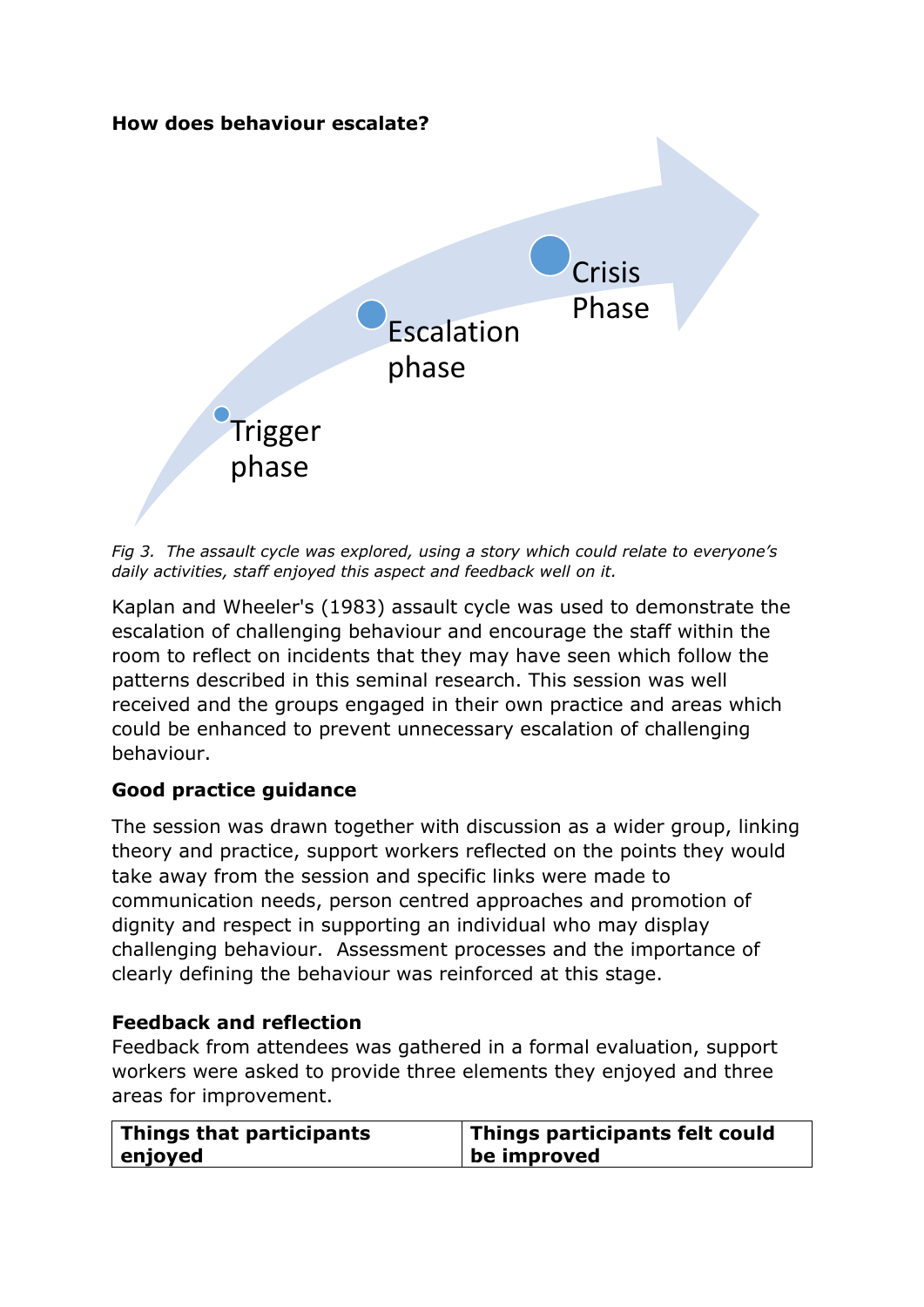**How does behaviour escalate?**

Trigger phase

Escalation phase

Crisis Phase

*Fig 3. The assault cycle was explored, using a story which could relate to everyone's daily activities, staff enjoyed this aspect and feedback well on it.*

Kaplan and Wheeler's (1983) assault cycle was used to demonstrate the escalation of challenging behaviour and encourage the staff within the room to reflect on incidents that they may have seen which follow the patterns described in this seminal research. This session was well received and the groups engaged in their own practice and areas which could be enhanced to prevent unnecessary escalation of challenging behaviour.

**Good practice guidance**

The session was drawn together with discussion as a wider group, linking theory and practice, support workers reflected on the points they would take away from the session and specific links were made to communication needs, person centred approaches and promotion of dignity and respect in supporting an individual who may display challenging behaviour. Assessment processes and the importance of clearly defining the behaviour was reinforced at this stage.

**Feedback and reflection**

Feedback from attendees was gathered in a formal evaluation, support workers were asked to provide three elements they enjoyed and three areas for improvement.

| Things that participants enjoyed | Things participants felt could be improved |
| --- | --- |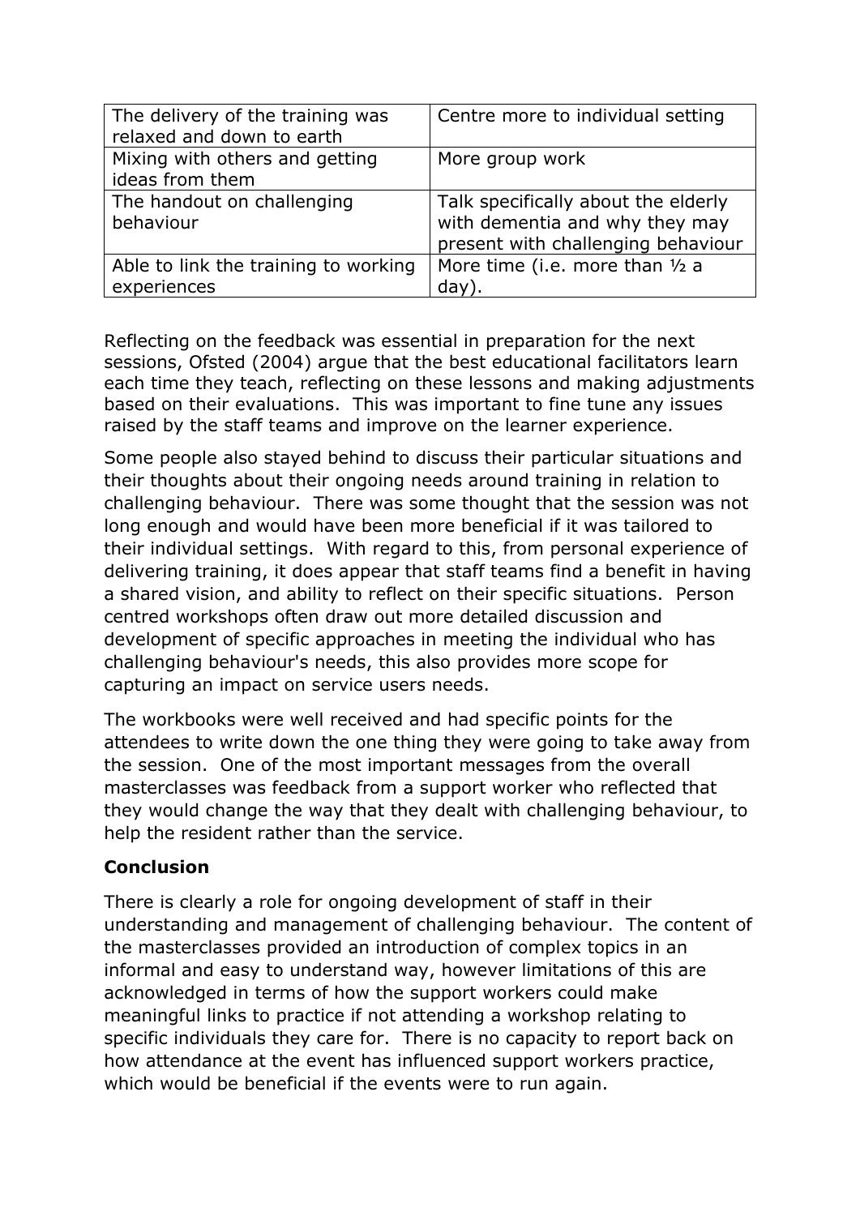| The delivery of the training was relaxed and down to earth | Centre more to individual setting |
|---|---|
| Mixing with others and getting ideas from them | More group work |
| The handout on challenging behaviour | Talk specifically about the elderly with dementia and why they may present with challenging behaviour |
| Able to link the training to working experiences | More time (i.e. more than ½ a day). |

Reflecting on the feedback was essential in preparation for the next sessions, Ofsted (2004) argue that the best educational facilitators learn each time they teach, reflecting on these lessons and making adjustments based on their evaluations. This was important to fine tune any issues raised by the staff teams and improve on the learner experience.

Some people also stayed behind to discuss their particular situations and their thoughts about their ongoing needs around training in relation to challenging behaviour. There was some thought that the session was not long enough and would have been more beneficial if it was tailored to their individual settings. With regard to this, from personal experience of delivering training, it does appear that staff teams find a benefit in having a shared vision, and ability to reflect on their specific situations. Person centred workshops often draw out more detailed discussion and development of specific approaches in meeting the individual who has challenging behaviour's needs, this also provides more scope for capturing an impact on service users needs.

The workbooks were well received and had specific points for the attendees to write down the one thing they were going to take away from the session. One of the most important messages from the overall masterclasses was feedback from a support worker who reflected that they would change the way that they dealt with challenging behaviour, to help the resident rather than the service.

**Conclusion**

There is clearly a role for ongoing development of staff in their understanding and management of challenging behaviour. The content of the masterclasses provided an introduction of complex topics in an informal and easy to understand way, however limitations of this are acknowledged in terms of how the support workers could make meaningful links to practice if not attending a workshop relating to specific individuals they care for. There is no capacity to report back on how attendance at the event has influenced support workers practice, which would be beneficial if the events were to run again.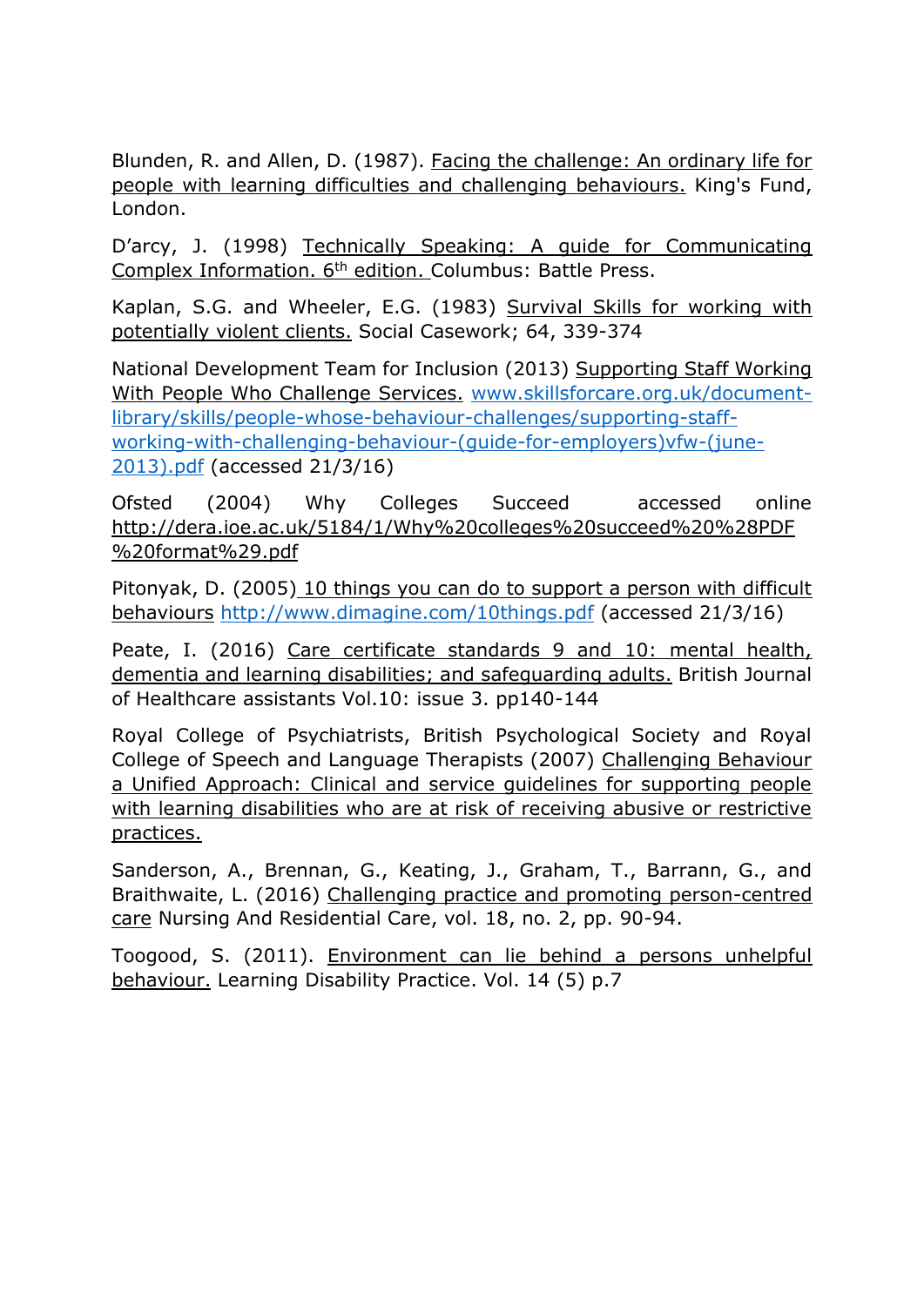Blunden, R. and Allen, D. (1987). Facing the challenge: An ordinary life for people with learning difficulties and challenging behaviours. King's Fund, London.

D'arcy, J. (1998) Technically Speaking: A guide for Communicating Complex Information. 6th edition. Columbus: Battle Press.

Kaplan, S.G. and Wheeler, E.G. (1983) Survival Skills for working with potentially violent clients. Social Casework; 64, 339-374

National Development Team for Inclusion (2013) Supporting Staff Working With People Who Challenge Services. www.skillsforcare.org.uk/document-library/skills/people-whose-behaviour-challenges/supporting-staff-working-with-challenging-behaviour-(guide-for-employers)vfw-(june-2013).pdf (accessed 21/3/16)

Ofsted (2004) Why Colleges Succeed accessed online http://dera.ioe.ac.uk/5184/1/Why%20colleges%20succeed%20%28PDF%20format%29.pdf

Pitonyak, D. (2005) 10 things you can do to support a person with difficult behaviours http://www.dimagine.com/10things.pdf (accessed 21/3/16)

Peate, I. (2016) Care certificate standards 9 and 10: mental health, dementia and learning disabilities; and safeguarding adults. British Journal of Healthcare assistants Vol.10: issue 3. pp140-144

Royal College of Psychiatrists, British Psychological Society and Royal College of Speech and Language Therapists (2007) Challenging Behaviour a Unified Approach: Clinical and service guidelines for supporting people with learning disabilities who are at risk of receiving abusive or restrictive practices.

Sanderson, A., Brennan, G., Keating, J., Graham, T., Barrann, G., and Braithwaite, L. (2016) Challenging practice and promoting person-centred care Nursing And Residential Care, vol. 18, no. 2, pp. 90-94.

Toogood, S. (2011). Environment can lie behind a persons unhelpful behaviour. Learning Disability Practice. Vol. 14 (5) p.7